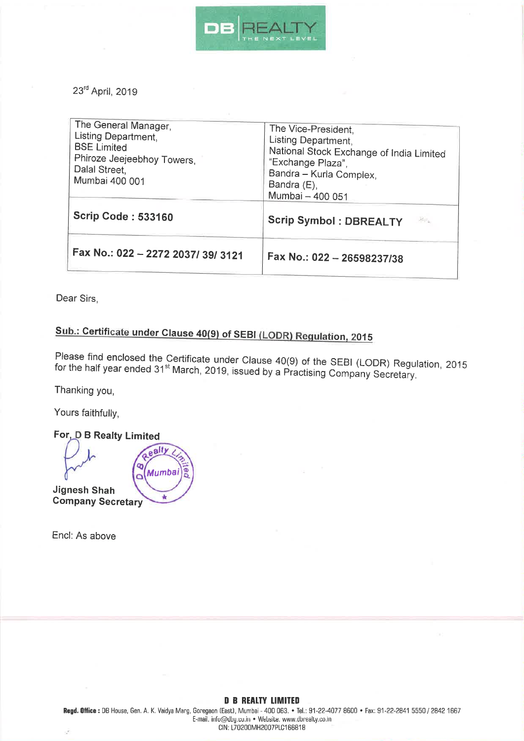DB REALTY
THE NEXT LEVEL

23rd April, 2019

| The General Manager,<br>Listing Department,<br>BSE Limited<br>Phiroze Jeejeebhoy Towers,<br>Dalal Street,<br>Mumbai 400 001 | The Vice-President,<br>Listing Department,<br>National Stock Exchange of India Limited<br>"Exchange Plaza",<br>Bandra – Kurla Complex,<br>Bandra (E),<br>Mumbai – 400 051 |
|---|---|
| **Scrip Code : 533160** | **Scrip Symbol : DBREALTY** |
| **Fax No.: 022 – 2272 2037/ 39/ 3121** | **Fax No.: 022 – 26598237/38** |

Dear Sirs,

**Sub.: Certificate under Clause 40(9) of SEBI (LODR) Regulation, 2015**

Please find enclosed the Certificate under Clause 40(9) of the SEBI (LODR) Regulation, 2015 for the half year ended 31st March, 2019, issued by a Practising Company Secretary.

Thanking you,

Yours faithfully,

**For, D B Realty Limited**

**Jignesh Shah**
**Company Secretary**

Encl: As above

**D B REALTY LIMITED**
**Regd. Office :** DB House, Gen. A. K. Vaidya Marg, Goregaon (East), Mumbai - 400 063. • Tel.: 91-22-4077 8600 • Fax: 91-22-2841 5550 / 2842 1667
E-mail. info@dbg.co.in • Website. www.dbrealty.co.in
CIN: L70200MH2007PLC166818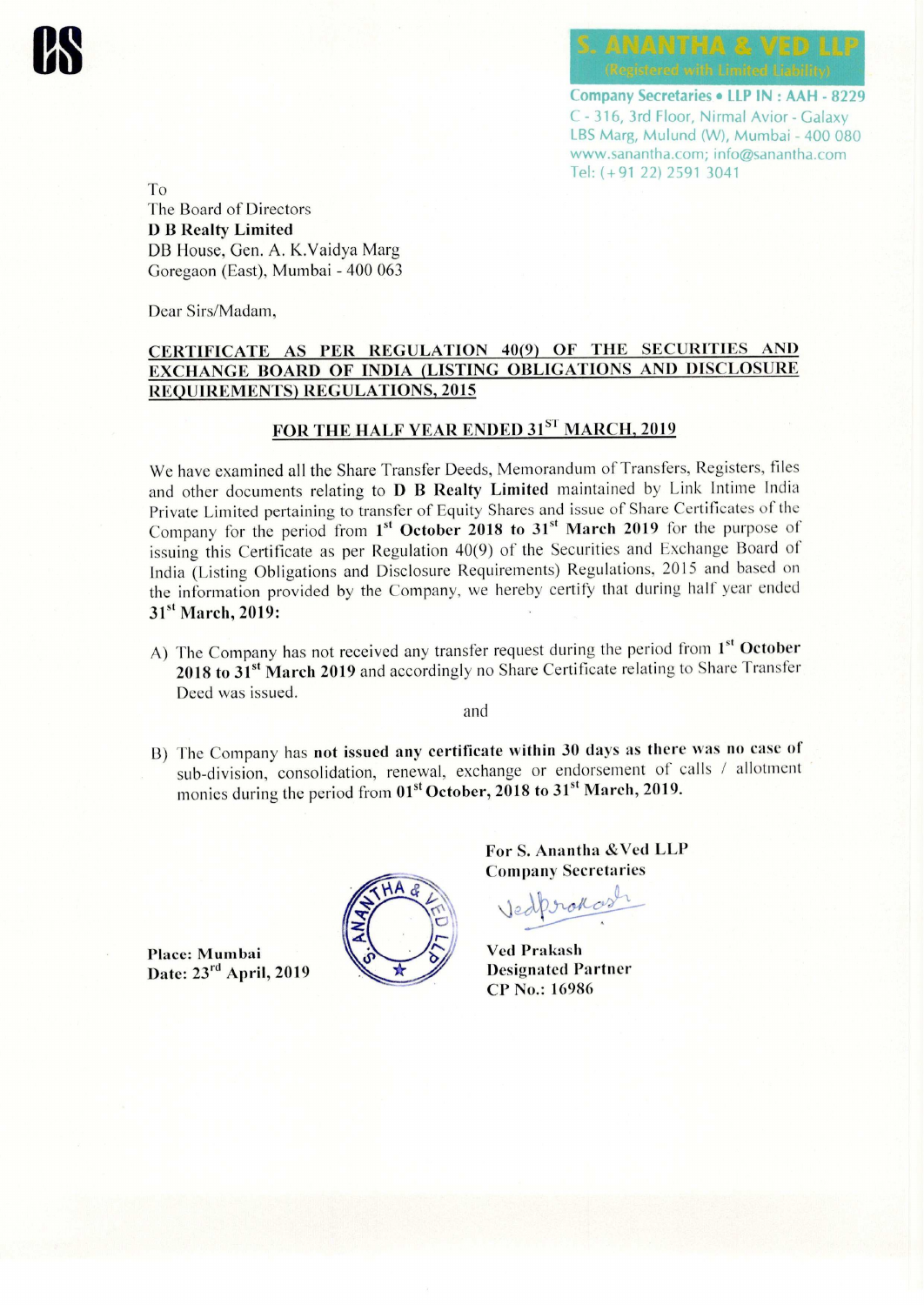S. ANANTHA & VED LLP
(Registered with Limited Liability)

Company Secretaries • LLP IN : AAH - 8229
C - 316, 3rd Floor, Nirmal Avior - Galaxy
LBS Marg, Mulund (W), Mumbai - 400 080
www.sanantha.com; info@sanantha.com
Tel: (+91 22) 2591 3041

To
The Board of Directors
**D B Realty Limited**
DB House, Gen. A. K.Vaidya Marg
Goregaon (East), Mumbai - 400 063

Dear Sirs/Madam,

**CERTIFICATE AS PER REGULATION 40(9) OF THE SECURITIES AND EXCHANGE BOARD OF INDIA (LISTING OBLIGATIONS AND DISCLOSURE REQUIREMENTS) REGULATIONS, 2015**

**FOR THE HALF YEAR ENDED 31ST MARCH, 2019**

We have examined all the Share Transfer Deeds, Memorandum of Transfers, Registers, files and other documents relating to **D B Realty Limited** maintained by Link Intime India Private Limited pertaining to transfer of Equity Shares and issue of Share Certificates of the Company for the period from **1st October 2018 to 31st March 2019** for the purpose of issuing this Certificate as per Regulation 40(9) of the Securities and Exchange Board of India (Listing Obligations and Disclosure Requirements) Regulations, 2015 and based on the information provided by the Company, we hereby certify that during half year ended **31st March, 2019:**

A) The Company has not received any transfer request during the period from **1st October 2018 to 31st March 2019** and accordingly no Share Certificate relating to Share Transfer Deed was issued.

and

B) The Company has **not issued any certificate within 30 days as there was no case of** sub-division, consolidation, renewal, exchange or endorsement of calls / allotment monies during the period from **01st October, 2018 to 31st March, 2019.**

**For S. Anantha &Ved LLP**
**Company Secretaries**

Vedprakash

**Ved Prakash**
**Designated Partner**
**CP No.: 16986**

**Place: Mumbai**
**Date: 23rd April, 2019**